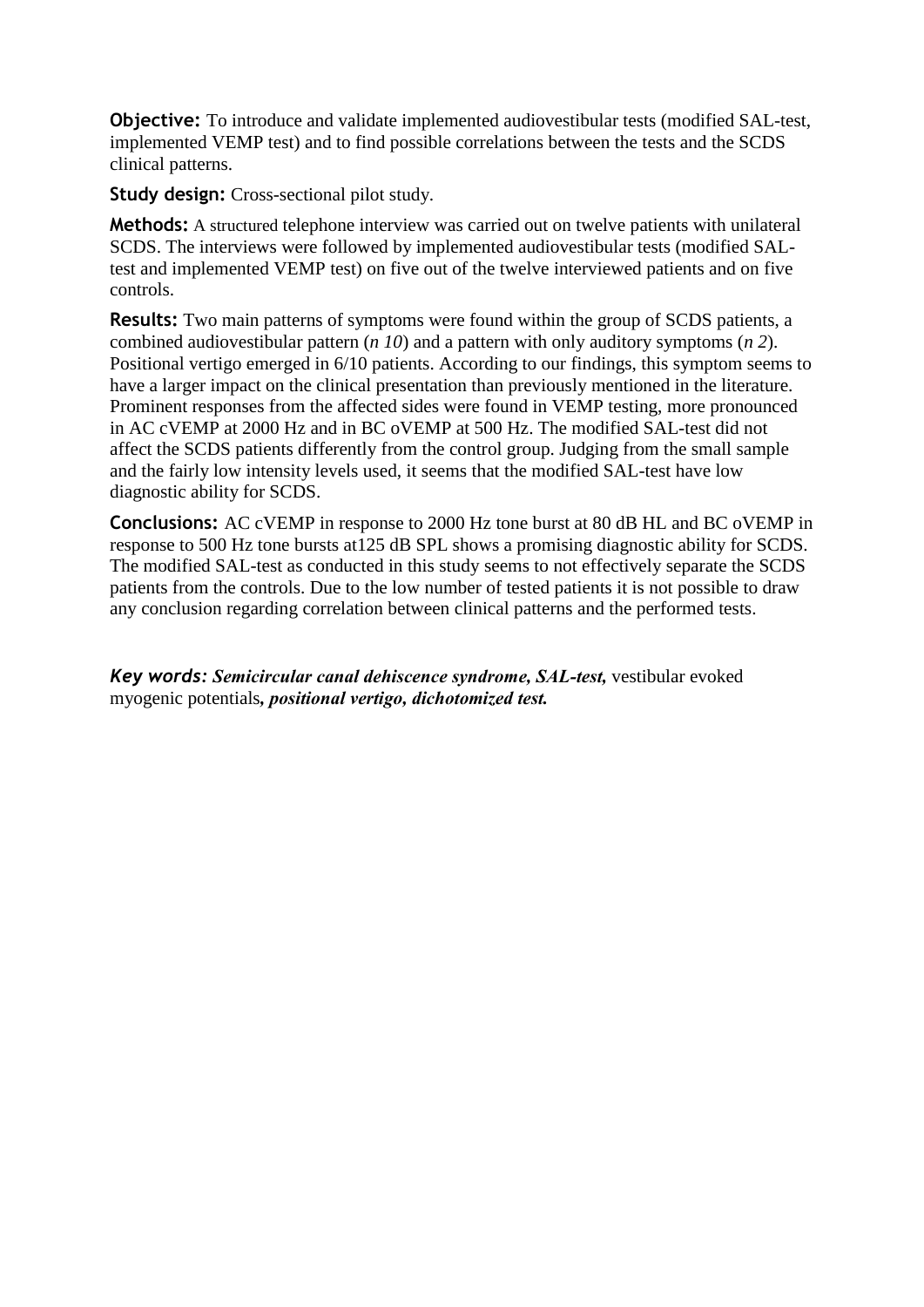**Objective:** To introduce and validate implemented audiovestibular tests (modified SAL-test, implemented VEMP test) and to find possible correlations between the tests and the SCDS clinical patterns.

**Study design:** Cross-sectional pilot study.

**Methods:** A structured telephone interview was carried out on twelve patients with unilateral SCDS. The interviews were followed by implemented audiovestibular tests (modified SAL-test and implemented VEMP test) on five out of the twelve interviewed patients and on five controls.

**Results:** Two main patterns of symptoms were found within the group of SCDS patients, a combined audiovestibular pattern (*n 10*) and a pattern with only auditory symptoms (*n 2*). Positional vertigo emerged in 6/10 patients. According to our findings, this symptom seems to have a larger impact on the clinical presentation than previously mentioned in the literature. Prominent responses from the affected sides were found in VEMP testing, more pronounced in AC cVEMP at 2000 Hz and in BC oVEMP at 500 Hz. The modified SAL-test did not affect the SCDS patients differently from the control group. Judging from the small sample and the fairly low intensity levels used, it seems that the modified SAL-test have low diagnostic ability for SCDS.

**Conclusions:** AC cVEMP in response to 2000 Hz tone burst at 80 dB HL and BC oVEMP in response to 500 Hz tone bursts at125 dB SPL shows a promising diagnostic ability for SCDS. The modified SAL-test as conducted in this study seems to not effectively separate the SCDS patients from the controls. Due to the low number of tested patients it is not possible to draw any conclusion regarding correlation between clinical patterns and the performed tests.

***Key words:*** ***Semicircular canal dehiscence syndrome, SAL-test,*** vestibular evoked myogenic potentials***, positional vertigo, dichotomized test.***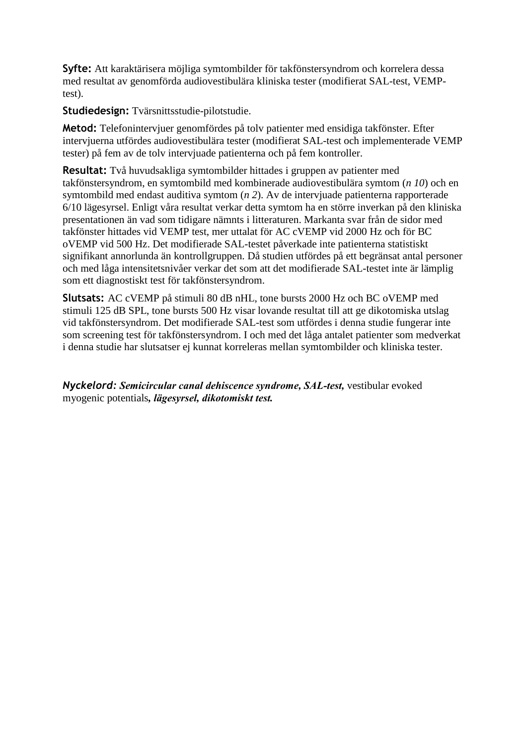**Syfte:** Att karaktärisera möjliga symtombilder för takfönstersyndrom och korrelera dessa med resultat av genomförda audiovestibulära kliniska tester (modifierat SAL-test, VEMP-test).

**Studiedesign:** Tvärsnittsstudie-pilotstudie.

**Metod:** Telefonintervjuer genomfördes på tolv patienter med ensidiga takfönster. Efter intervjuerna utfördes audiovestibulära tester (modifierat SAL-test och implementerade VEMP tester) på fem av de tolv intervjuade patienterna och på fem kontroller.

**Resultat:** Två huvudsakliga symtombilder hittades i gruppen av patienter med takfönstersyndrom, en symtombild med kombinerade audiovestibulära symtom (*n 10*) och en symtombild med endast auditiva symtom (*n 2*). Av de intervjuade patienterna rapporterade 6/10 lägesyrsel. Enligt våra resultat verkar detta symtom ha en större inverkan på den kliniska presentationen än vad som tidigare nämnts i litteraturen. Markanta svar från de sidor med takfönster hittades vid VEMP test, mer uttalat för AC cVEMP vid 2000 Hz och för BC oVEMP vid 500 Hz. Det modifierade SAL-testet påverkade inte patienterna statistiskt signifikant annorlunda än kontrollgruppen. Då studien utfördes på ett begränsat antal personer och med låga intensitetsnivåer verkar det som att det modifierade SAL-testet inte är lämplig som ett diagnostiskt test för takfönstersyndrom.

**Slutsats:** AC cVEMP på stimuli 80 dB nHL, tone bursts 2000 Hz och BC oVEMP med stimuli 125 dB SPL, tone bursts 500 Hz visar lovande resultat till att ge dikotomiska utslag vid takfönstersyndrom. Det modifierade SAL-test som utfördes i denna studie fungerar inte som screening test för takfönstersyndrom. I och med det låga antalet patienter som medverkat i denna studie har slutsatser ej kunnat korreleras mellan symtombilder och kliniska tester.

***Nyckelord:*** ***Semicircular canal dehiscence syndrome, SAL-test,*** vestibular evoked myogenic potentials***, lägesyrsel, dikotomiskt test.***